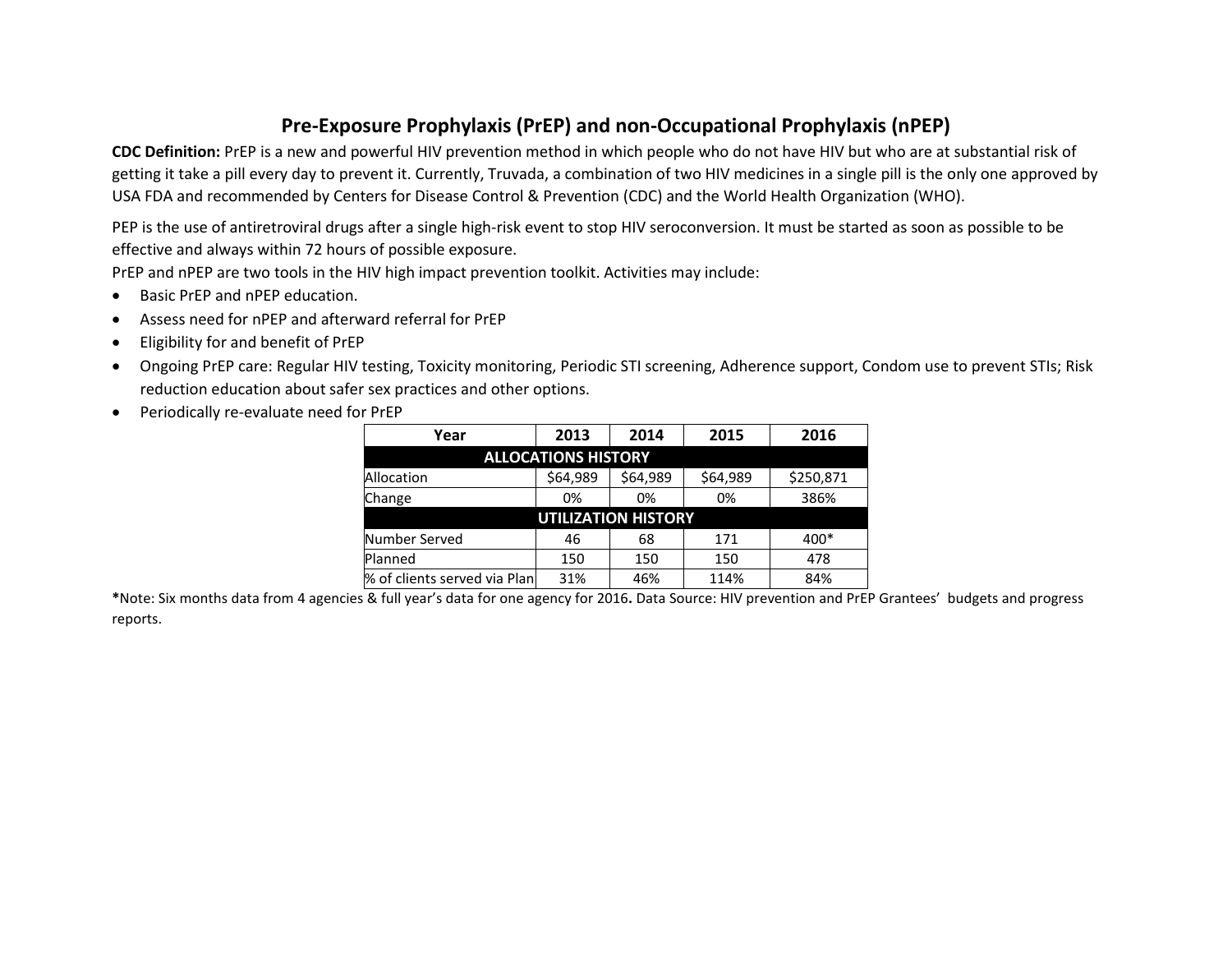# Pre-Exposure Prophylaxis (PrEP) and non-Occupational Prophylaxis (nPEP)

**CDC Definition:** PrEP is a new and powerful HIV prevention method in which people who do not have HIV but who are at substantial risk of getting it take a pill every day to prevent it. Currently, Truvada, a combination of two HIV medicines in a single pill is the only one approved by USA FDA and recommended by Centers for Disease Control & Prevention (CDC) and the World Health Organization (WHO).

PEP is the use of antiretroviral drugs after a single high-risk event to stop HIV seroconversion. It must be started as soon as possible to be effective and always within 72 hours of possible exposure.

PrEP and nPEP are two tools in the HIV high impact prevention toolkit. Activities may include:

- Basic PrEP and nPEP education.
- Assess need for nPEP and afterward referral for PrEP
- Eligibility for and benefit of PrEP
- Ongoing PrEP care: Regular HIV testing, Toxicity monitoring, Periodic STI screening, Adherence support, Condom use to prevent STIs; Risk reduction education about safer sex practices and other options.
- Periodically re-evaluate need for PrEP

| Year | 2013 | 2014 | 2015 | 2016 |
|---|---|---|---|---|
| **ALLOCATIONS HISTORY** | | | | |
| Allocation | $64,989 | $64,989 | $64,989 | $250,871 |
| Change | 0% | 0% | 0% | 386% |
| **UTILIZATION HISTORY** | | | | |
| Number Served | 46 | 68 | 171 | 400* |
| Planned | 150 | 150 | 150 | 478 |
| % of clients served via Plan | 31% | 46% | 114% | 84% |

***Note:** Six months data from 4 agencies & full year's data for one agency for 2016**.** Data Source: HIV prevention and PrEP Grantees' budgets and progress reports.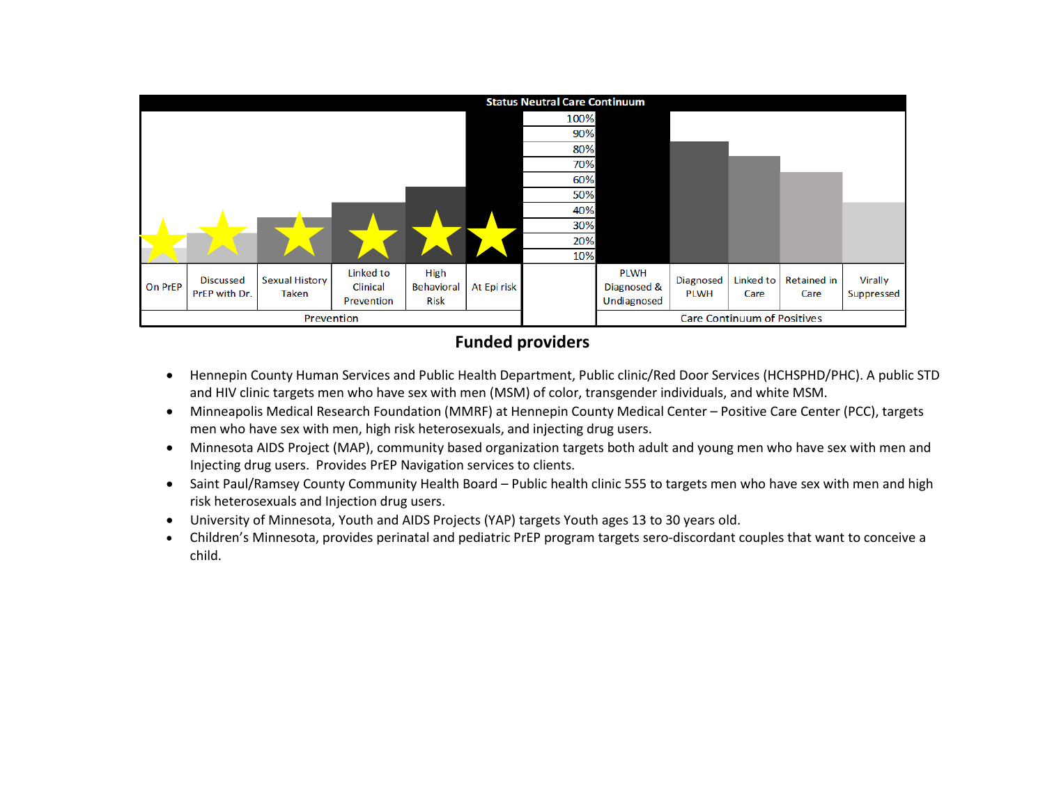Status Neutral Care Continuum

100%
90%
80%
70%
60%
50%
40%
30%
20%
10%

On PrEP
Discussed PrEP with Dr.
Sexual History Taken
Linked to Clinical Prevention
High Behavioral Risk
At Epi risk

Prevention

PLWH Diagnosed & Undiagnosed
Diagnosed PLWH
Linked to Care
Retained in Care
Virally Suppressed

Care Continuum of Positives

## Funded providers

- Hennepin County Human Services and Public Health Department, Public clinic/Red Door Services (HCHSPHD/PHC). A public STD and HIV clinic targets men who have sex with men (MSM) of color, transgender individuals, and white MSM.
- Minneapolis Medical Research Foundation (MMRF) at Hennepin County Medical Center – Positive Care Center (PCC), targets men who have sex with men, high risk heterosexuals, and injecting drug users.
- Minnesota AIDS Project (MAP), community based organization targets both adult and young men who have sex with men and Injecting drug users. Provides PrEP Navigation services to clients.
- Saint Paul/Ramsey County Community Health Board – Public health clinic 555 to targets men who have sex with men and high risk heterosexuals and Injection drug users.
- University of Minnesota, Youth and AIDS Projects (YAP) targets Youth ages 13 to 30 years old.
- Children's Minnesota, provides perinatal and pediatric PrEP program targets sero-discordant couples that want to conceive a child.